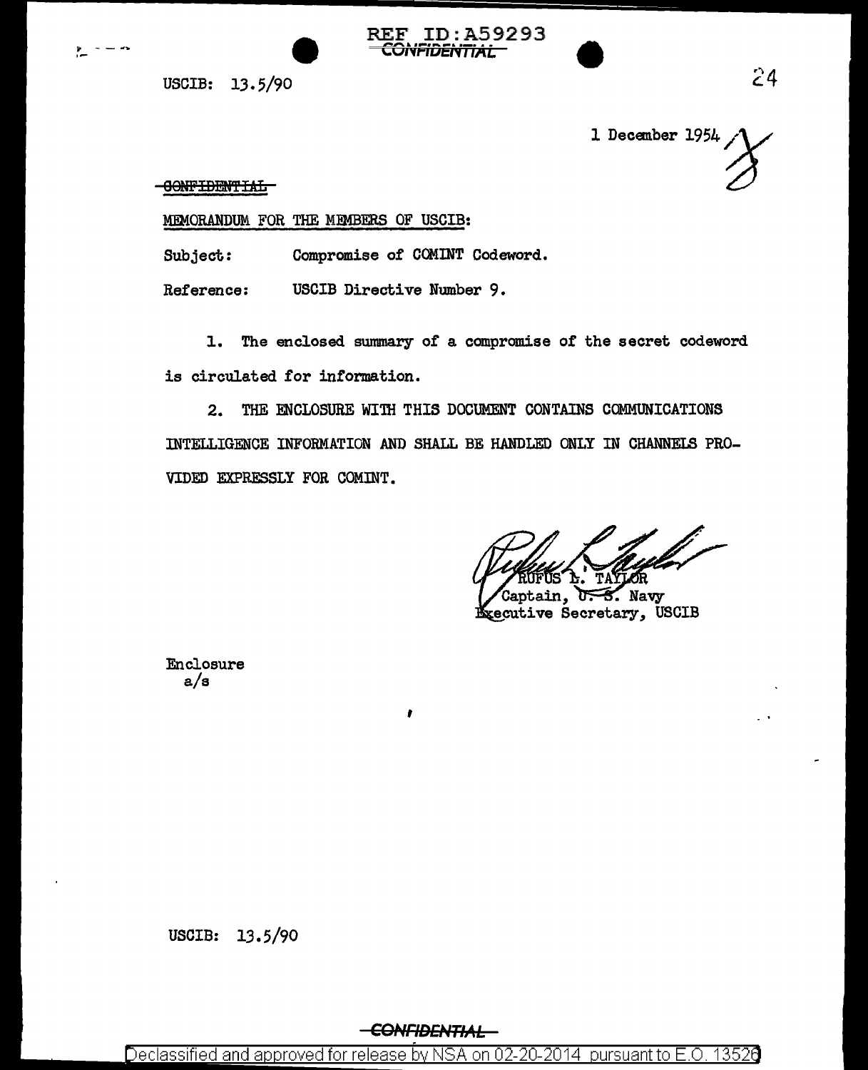REF ID:A59293

~~CONFIDENTIAL~~

USCIB: 13.5/90

1 December 1954

~~CONFIDENTIAL~~

MEMORANDUM FOR THE MEMBERS OF USCIB:

Subject: Compromise of COMINT Codeword.

Reference: USCIB Directive Number 9.

1. The enclosed summary of a compromise of the secret codeword is circulated for information.

2. THE ENCLOSURE WITH THIS DOCUMENT CONTAINS COMMUNICATIONS INTELLIGENCE INFORMATION AND SHALL BE HANDLED ONLY IN CHANNELS PROVIDED EXPRESSLY FOR COMINT.

RUFUS L. TAYLOR
Captain, U. S. Navy
Executive Secretary, USCIB

Enclosure
a/s

USCIB: 13.5/90

~~CONFIDENTIAL~~

Declassified and approved for release by NSA on 02-20-2014 pursuant to E.O. 13526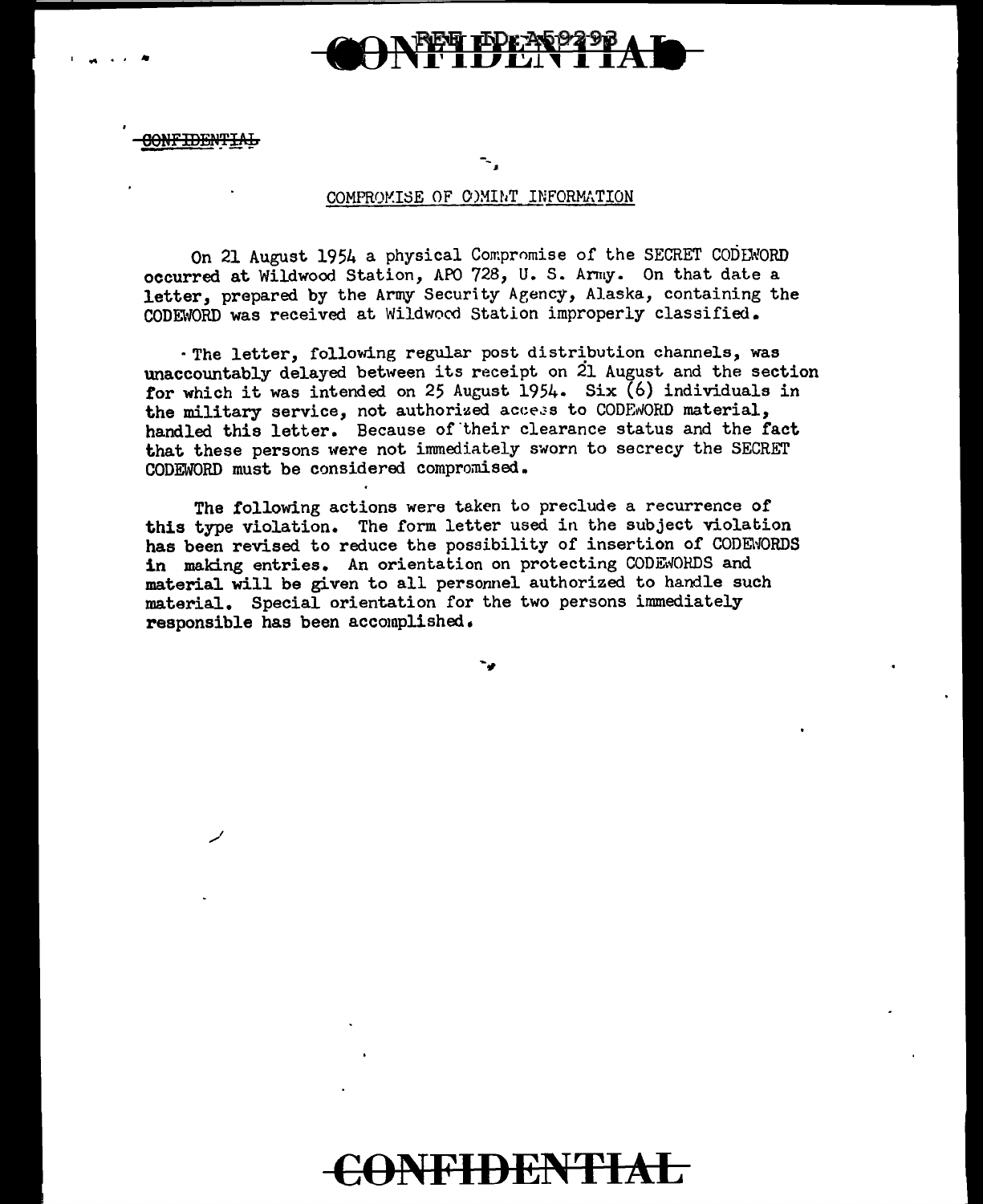CONFIDENTIAL

COMPROMISE OF COMINT INFORMATION

On 21 August 1954 a physical Compromise of the SECRET CODEWORD occurred at Wildwood Station, APO 728, U. S. Army. On that date a letter, prepared by the Army Security Agency, Alaska, containing the CODEWORD was received at Wildwood Station improperly classified.

The letter, following regular post distribution channels, was unaccountably delayed between its receipt on 21 August and the section for which it was intended on 25 August 1954. Six (6) individuals in the military service, not authorized access to CODEWORD material, handled this letter. Because of their clearance status and the fact that these persons were not immediately sworn to secrecy the SECRET CODEWORD must be considered compromised.

The following actions were taken to preclude a recurrence of this type violation. The form letter used in the subject violation has been revised to reduce the possibility of insertion of CODEWORDS in making entries. An orientation on protecting CODEWORDS and material will be given to all personnel authorized to handle such material. Special orientation for the two persons immediately responsible has been accomplished.

CONFIDENTIAL